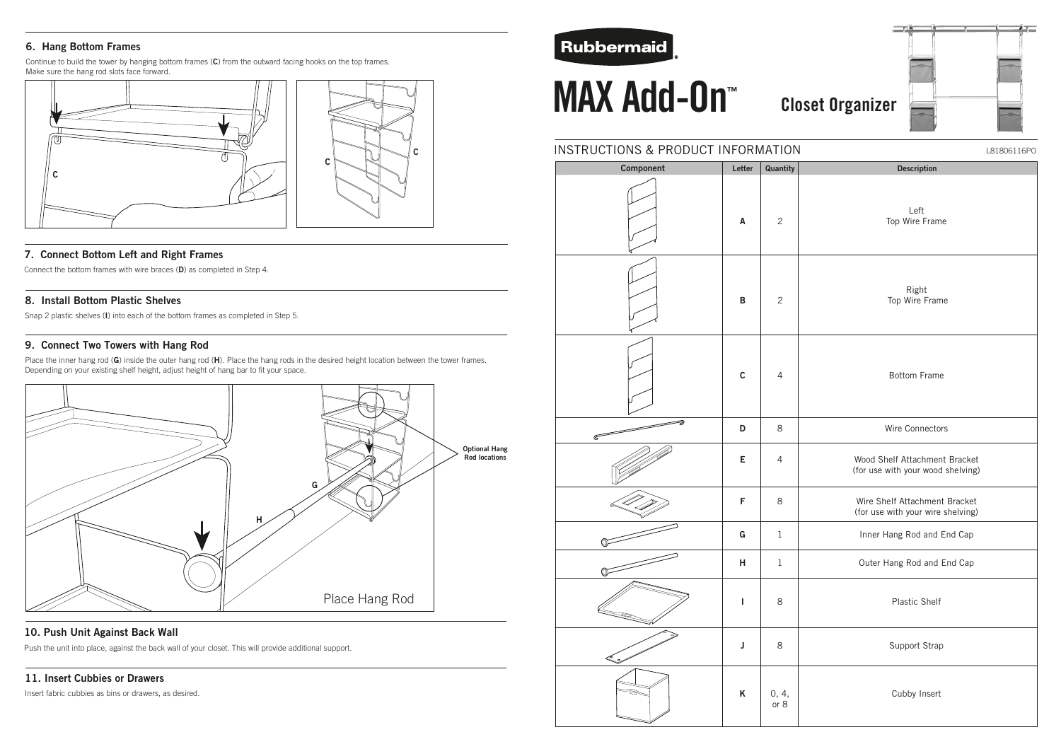## 6. Hang Bottom Frames

Continue to build the tower by hanging bottom frames (**C**) from the outward facing hooks on the top frames. Make sure the hang rod slots face forward.

## 7. Connect Bottom Left and Right Frames

Connect the bottom frames with wire braces (**D**) as completed in Step 4.

## 8. Install Bottom Plastic Shelves

Snap 2 plastic shelves (**I**) into each of the bottom frames as completed in Step 5.

## 9. Connect Two Towers with Hang Rod

Place the inner hang rod (**G**) inside the outer hang rod (**H**). Place the hang rods in the desired height location between the tower frames. Depending on your existing shelf height, adjust height of hang bar to fit your space.

Optional Hang Rod locations

Place Hang Rod

## 10. Push Unit Against Back Wall

Push the unit into place, against the back wall of your closet. This will provide additional support.

## 11. Insert Cubbies or Drawers

Insert fabric cubbies as bins or drawers, as desired.

**Rubbermaid**

# MAX Add-On™ Closet Organizer

INSTRUCTIONS & PRODUCT INFORMATION

L81806116PO

| Component | Letter | Quantity | Description |
|---|---|---|---|
| | A | 2 | Left Top Wire Frame |
| | B | 2 | Right Top Wire Frame |
| | C | 4 | Bottom Frame |
| | D | 8 | Wire Connectors |
| | E | 4 | Wood Shelf Attachment Bracket (for use with your wood shelving) |
| | F | 8 | Wire Shelf Attachment Bracket (for use with your wire shelving) |
| | G | 1 | Inner Hang Rod and End Cap |
| | H | 1 | Outer Hang Rod and End Cap |
| | I | 8 | Plastic Shelf |
| | J | 8 | Support Strap |
| | K | 0, 4, or 8 | Cubby Insert |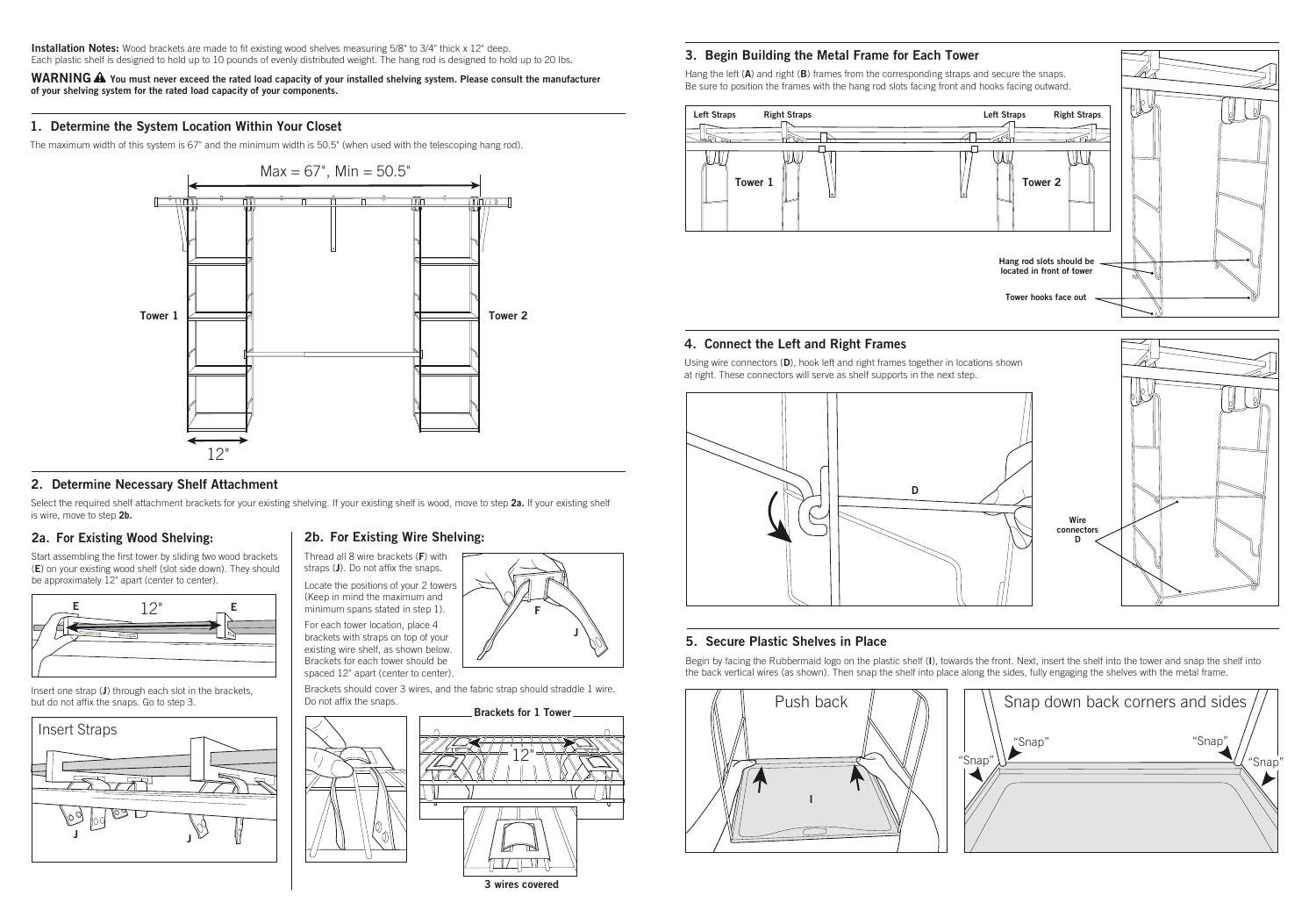**Installation Notes:** Wood brackets are made to fit existing wood shelves measuring 5/8" to 3/4" thick x 12" deep.
Each plastic shelf is designed to hold up to 10 pounds of evenly distributed weight. The hang rod is designed to hold up to 20 lbs.

**WARNING ⚠ You must never exceed the rated load capacity of your installed shelving system. Please consult the manufacturer of your shelving system for the rated load capacity of your components.**

## 1. Determine the System Location Within Your Closet

The maximum width of this system is 67" and the minimum width is 50.5" (when used with the telescoping hang rod).

Max = 67", Min = 50.5"

Tower 1

Tower 2

12"

## 2. Determine Necessary Shelf Attachment

Select the required shelf attachment brackets for your existing shelving. If your existing shelf is wood, move to step **2a.** If your existing shelf is wire, move to step **2b.**

### 2a. For Existing Wood Shelving:

Start assembling the first tower by sliding two wood brackets (**E**) on your existing wood shelf (slot side down). They should be approximately 12" apart (center to center).

E 12" E

Insert one strap (**J**) through each slot in the brackets, but do not affix the snaps. Go to step 3.

Insert Straps

J J

### 2b. For Existing Wire Shelving:

Thread all 8 wire brackets (**F**) with straps (**J**). Do not affix the snaps.

Locate the positions of your 2 towers (Keep in mind the maximum and minimum spans stated in step 1).

For each tower location, place 4 brackets with straps on top of your existing wire shelf, as shown below. Brackets for each tower should be spaced 12" apart (center to center).

F

J

Brackets should cover 3 wires, and the fabric strap should straddle 1 wire. Do not affix the snaps.

Brackets for 1 Tower

12"

3 wires covered

## 3. Begin Building the Metal Frame for Each Tower

Hang the left (**A**) and right (**B**) frames from the corresponding straps and secure the snaps. Be sure to position the frames with the hang rod slots facing front and hooks facing outward.

Left Straps Right Straps Left Straps Right Straps

Tower 1 Tower 2

Hang rod slots should be located in front of tower

Tower hooks face out

## 4. Connect the Left and Right Frames

Using wire connectors (**D**), hook left and right frames together in locations shown at right. These connectors will serve as shelf supports in the next step.

D

Wire connectors D

## 5. Secure Plastic Shelves in Place

Begin by facing the Rubbermaid logo on the plastic shelf (**I**), towards the front. Next, insert the shelf into the tower and snap the shelf into the back vertical wires (as shown). Then snap the shelf into place along the sides, fully engaging the shelves with the metal frame.

Push back

I

Snap down back corners and sides

"Snap" "Snap" "Snap" "Snap"